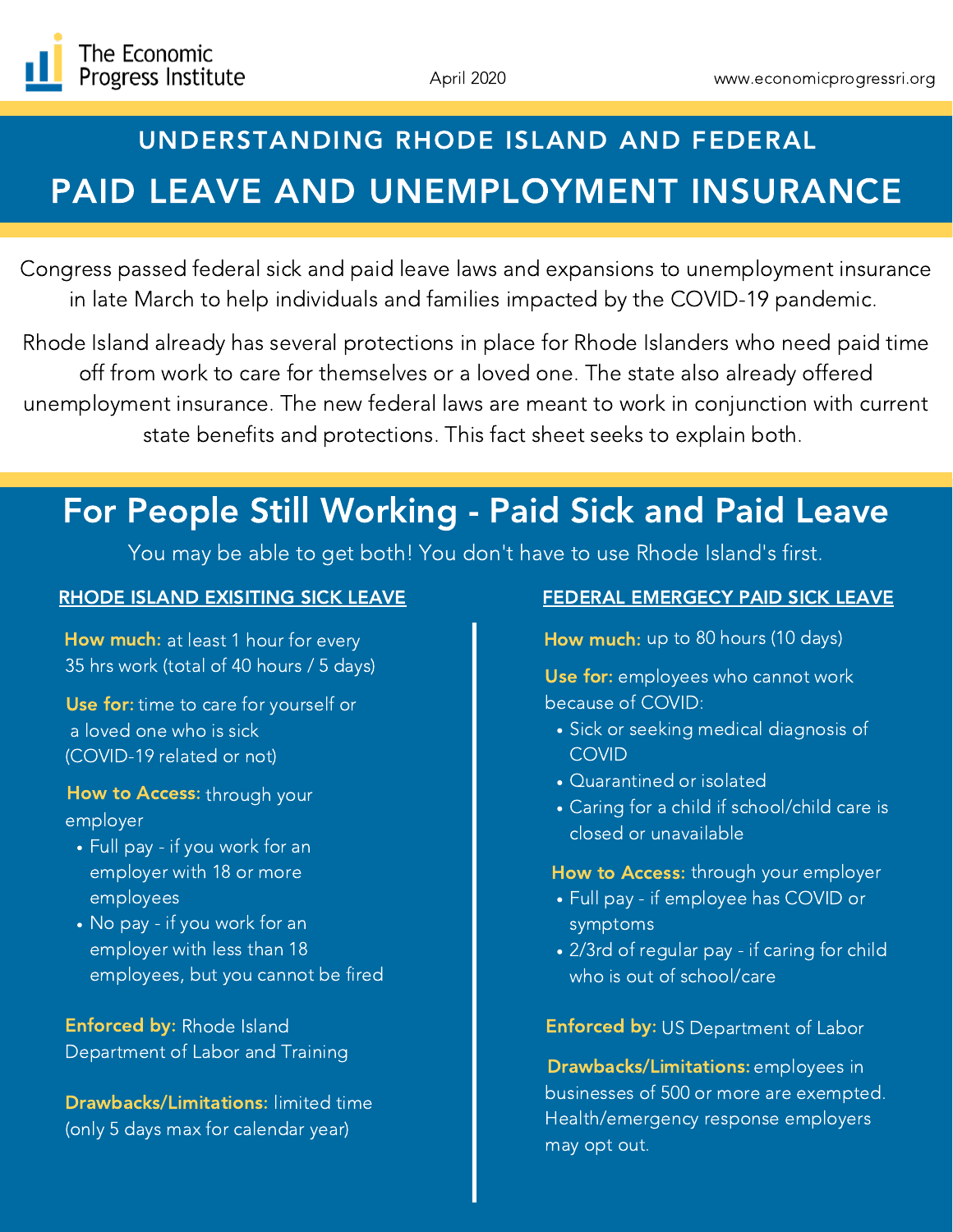The Economic Progress Institute

April 2020

www.economicprogressri.org

# UNDERSTANDING RHODE ISLAND AND FEDERAL PAID LEAVE AND UNEMPLOYMENT INSURANCE

Congress passed federal sick and paid leave laws and expansions to unemployment insurance in late March to help individuals and families impacted by the COVID-19 pandemic.

Rhode Island already has several protections in place for Rhode Islanders who need paid time off from work to care for themselves or a loved one. The state also already offered unemployment insurance. The new federal laws are meant to work in conjunction with current state benefits and protections. This fact sheet seeks to explain both.

## For People Still Working - Paid Sick and Paid Leave

You may be able to get both! You don't have to use Rhode Island's first.

### RHODE ISLAND EXISITING SICK LEAVE

**How much:** at least 1 hour for every 35 hrs work (total of 40 hours / 5 days)

**Use for:** time to care for yourself or a loved one who is sick (COVID-19 related or not)

**How to Access:** through your employer

- Full pay - if you work for an employer with 18 or more employees
- No pay - if you work for an employer with less than 18 employees, but you cannot be fired

**Enforced by:** Rhode Island Department of Labor and Training

**Drawbacks/Limitations:** limited time (only 5 days max for calendar year)

### FEDERAL EMERGECY PAID SICK LEAVE

**How much:** up to 80 hours (10 days)

**Use for:** employees who cannot work because of COVID:

- Sick or seeking medical diagnosis of COVID
- Quarantined or isolated
- Caring for a child if school/child care is closed or unavailable

**How to Access:** through your employer

- Full pay - if employee has COVID or symptoms
- 2/3rd of regular pay - if caring for child who is out of school/care

**Enforced by:** US Department of Labor

**Drawbacks/Limitations:** employees in businesses of 500 or more are exempted. Health/emergency response employers may opt out.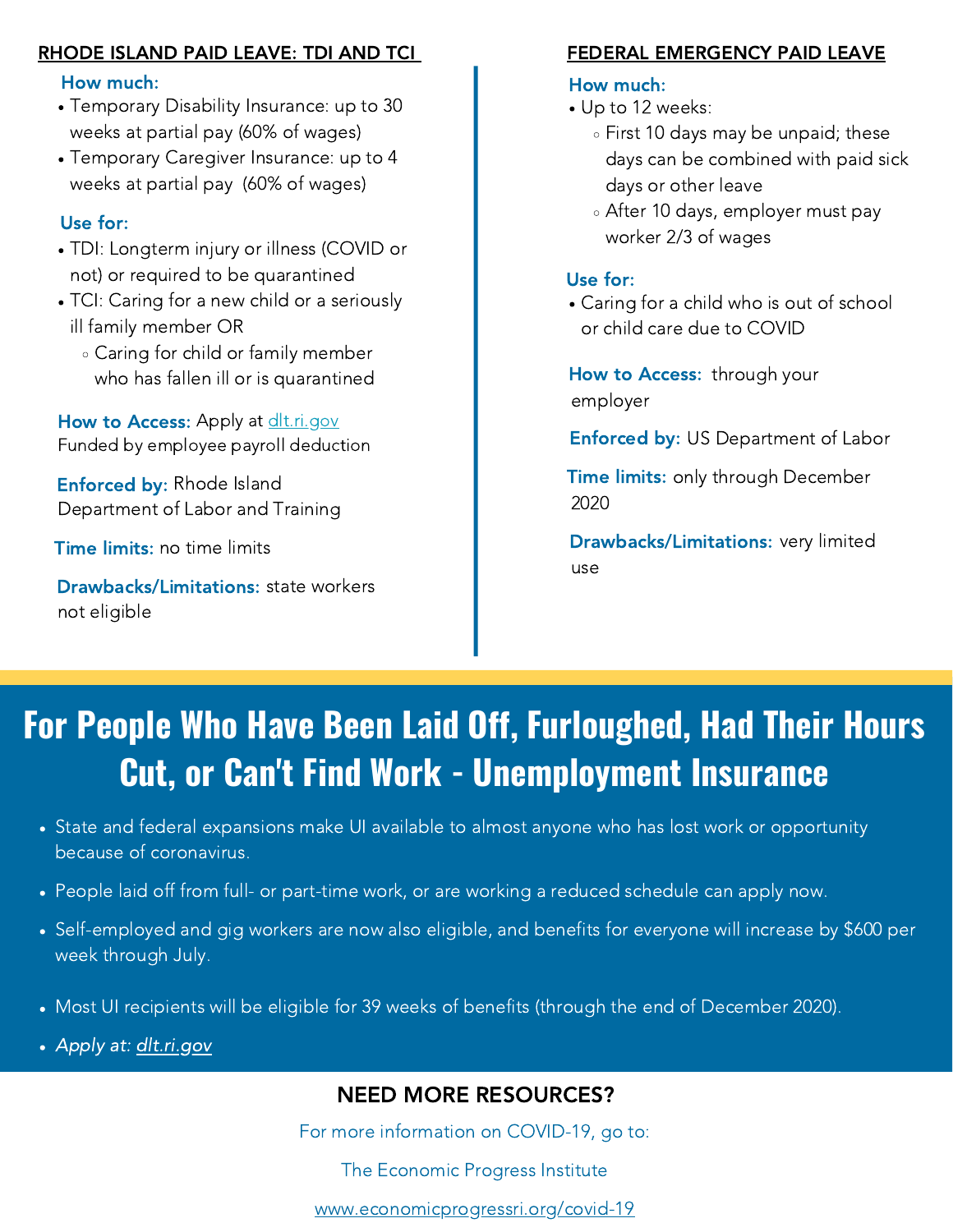## RHODE ISLAND PAID LEAVE: TDI AND TCI

**How much:**

- Temporary Disability Insurance: up to 30 weeks at partial pay (60% of wages)
- Temporary Caregiver Insurance: up to 4 weeks at partial pay (60% of wages)

**Use for:**

- TDI: Longterm injury or illness (COVID or not) or required to be quarantined
- TCI: Caring for a new child or a seriously ill family member OR
  - Caring for child or family member who has fallen ill or is quarantined

**How to Access:** Apply at dlt.ri.gov
Funded by employee payroll deduction

**Enforced by:** Rhode Island Department of Labor and Training

**Time limits:** no time limits

**Drawbacks/Limitations:** state workers not eligible

## FEDERAL EMERGENCY PAID LEAVE

**How much:**

- Up to 12 weeks:
  - First 10 days may be unpaid; these days can be combined with paid sick days or other leave
  - After 10 days, employer must pay worker 2/3 of wages

**Use for:**

- Caring for a child who is out of school or child care due to COVID

**How to Access:** through your employer

**Enforced by:** US Department of Labor

**Time limits:** only through December 2020

**Drawbacks/Limitations:** very limited use

# For People Who Have Been Laid Off, Furloughed, Had Their Hours Cut, or Can't Find Work - Unemployment Insurance

- State and federal expansions make UI available to almost anyone who has lost work or opportunity because of coronavirus.
- People laid off from full- or part-time work, or are working a reduced schedule can apply now.
- Self-employed and gig workers are now also eligible, and benefits for everyone will increase by $600 per week through July.
- Most UI recipients will be eligible for 39 weeks of benefits (through the end of December 2020).
- *Apply at: dlt.ri.gov*

## NEED MORE RESOURCES?

For more information on COVID-19, go to:

The Economic Progress Institute

www.economicprogressri.org/covid-19